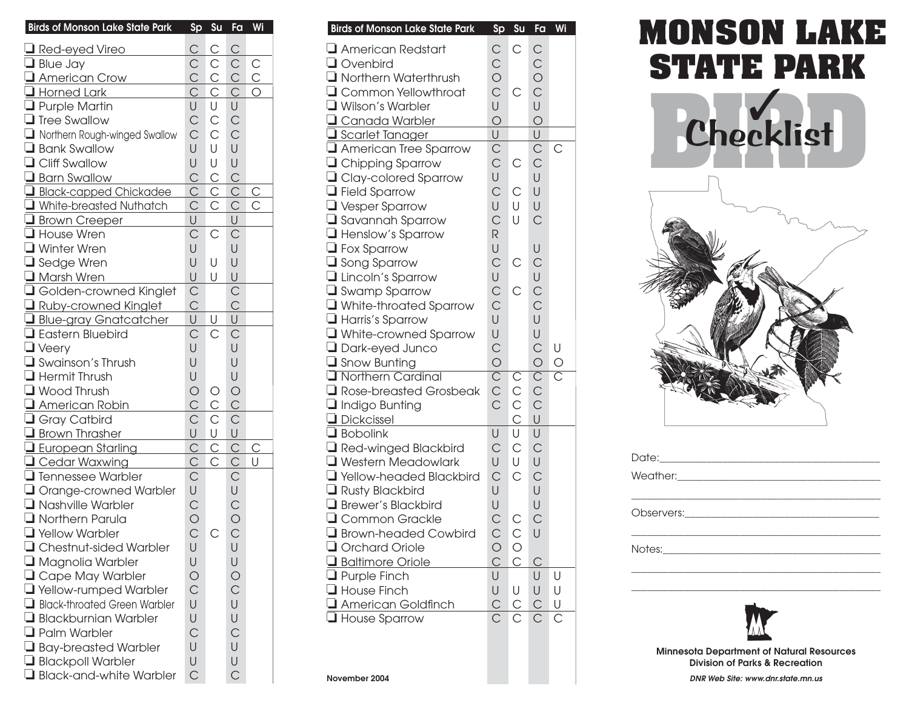| Birds of Monson Lake State Park | Sp | Su | Fa | Wi |
|---|---|---|---|---|
| ❑ Red-eyed Vireo | C | C | C | |
| ❑ Blue Jay | C | C | C | C |
| ❑ American Crow | C | C | C | C |
| ❑ Horned Lark | C | C | C | O |
| ❑ Purple Martin | U | U | U | |
| ❑ Tree Swallow | C | C | C | |
| ❑ Northern Rough-winged Swallow | C | C | C | |
| ❑ Bank Swallow | U | U | U | |
| ❑ Cliff Swallow | U | U | U | |
| ❑ Barn Swallow | C | C | C | |
| ❑ Black-capped Chickadee | C | C | C | C |
| ❑ White-breasted Nuthatch | C | C | C | C |
| ❑ Brown Creeper | U | | U | |
| ❑ House Wren | C | C | C | |
| ❑ Winter Wren | U | | U | |
| ❑ Sedge Wren | U | U | U | |
| ❑ Marsh Wren | U | U | U | |
| ❑ Golden-crowned Kinglet | C | | C | |
| ❑ Ruby-crowned Kinglet | C | | C | |
| ❑ Blue-gray Gnatcatcher | U | U | U | |
| ❑ Eastern Bluebird | C | C | C | |
| ❑ Veery | U | | U | |
| ❑ Swainson's Thrush | U | | U | |
| ❑ Hermit Thrush | U | | U | |
| ❑ Wood Thrush | O | O | O | |
| ❑ American Robin | C | C | C | |
| ❑ Gray Catbird | C | C | C | |
| ❑ Brown Thrasher | U | U | U | |
| ❑ European Starling | C | C | C | C |
| ❑ Cedar Waxwing | C | C | C | U |
| ❑ Tennessee Warbler | C | | C | |
| ❑ Orange-crowned Warbler | U | | U | |
| ❑ Nashville Warbler | C | | C | |
| ❑ Northern Parula | O | | O | |
| ❑ Yellow Warbler | C | C | C | |
| ❑ Chestnut-sided Warbler | U | | U | |
| ❑ Magnolia Warbler | U | | U | |
| ❑ Cape May Warbler | O | | O | |
| ❑ Yellow-rumped Warbler | C | | C | |
| ❑ Black-throated Green Warbler | U | | U | |
| ❑ Blackburnian Warbler | U | | U | |
| ❑ Palm Warbler | C | | C | |
| ❑ Bay-breasted Warbler | U | | U | |
| ❑ Blackpoll Warbler | U | | U | |
| ❑ Black-and-white Warbler | C | | C | |

| Birds of Monson Lake State Park | Sp | Su | Fa | Wi |
|---|---|---|---|---|
| ❑ American Redstart | C | C | C | |
| ❑ Ovenbird | C | | C | |
| ❑ Northern Waterthrush | O | | O | |
| ❑ Common Yellowthroat | C | C | C | |
| ❑ Wilson's Warbler | U | | U | |
| ❑ Canada Warbler | O | | O | |
| ❑ Scarlet Tanager | U | | U | |
| ❑ American Tree Sparrow | C | | C | C |
| ❑ Chipping Sparrow | C | C | C | |
| ❑ Clay-colored Sparrow | U | | U | |
| ❑ Field Sparrow | C | C | U | |
| ❑ Vesper Sparrow | U | U | U | |
| ❑ Savannah Sparrow | C | U | C | |
| ❑ Henslow's Sparrow | R | | | |
| ❑ Fox Sparrow | U | | U | |
| ❑ Song Sparrow | C | C | C | |
| ❑ Lincoln's Sparrow | U | | U | |
| ❑ Swamp Sparrow | C | C | C | |
| ❑ White-throated Sparrow | C | | C | |
| ❑ Harris's Sparrow | U | | U | |
| ❑ White-crowned Sparrow | U | | U | |
| ❑ Dark-eyed Junco | C | | C | U |
| ❑ Snow Bunting | O | | O | O |
| ❑ Northern Cardinal | C | C | C | C |
| ❑ Rose-breasted Grosbeak | C | C | C | |
| ❑ Indigo Bunting | C | C | C | |
| ❑ Dickcissel | | C | U | |
| ❑ Bobolink | U | U | U | |
| ❑ Red-winged Blackbird | C | C | C | |
| ❑ Western Meadowlark | U | U | U | |
| ❑ Yellow-headed Blackbird | C | C | C | |
| ❑ Rusty Blackbird | U | | U | |
| ❑ Brewer's Blackbird | U | | U | |
| ❑ Common Grackle | C | C | C | |
| ❑ Brown-headed Cowbird | C | C | U | |
| ❑ Orchard Oriole | O | O | | |
| ❑ Baltimore Oriole | C | C | C | |
| ❑ Purple Finch | U | | U | U |
| ❑ House Finch | U | U | U | U |
| ❑ American Goldfinch | C | C | C | U |
| ❑ House Sparrow | C | C | C | C |

November 2004

# MONSON LAKE STATE PARK

## BIRD ✓ Checklist

Date:\_\_\_\_\_\_\_\_\_\_\_\_\_\_\_\_\_\_\_\_\_\_\_\_\_\_\_\_\_\_\_\_

Weather:\_\_\_\_\_\_\_\_\_\_\_\_\_\_\_\_\_\_\_\_\_\_\_\_\_\_\_\_\_\_

Observers:\_\_\_\_\_\_\_\_\_\_\_\_\_\_\_\_\_\_\_\_\_\_\_\_\_\_\_\_

Notes:\_\_\_\_\_\_\_\_\_\_\_\_\_\_\_\_\_\_\_\_\_\_\_\_\_\_\_\_\_\_\_\_

**Minnesota Department of Natural Resources**
**Division of Parks & Recreation**

***DNR Web Site: www.dnr.state.mn.us***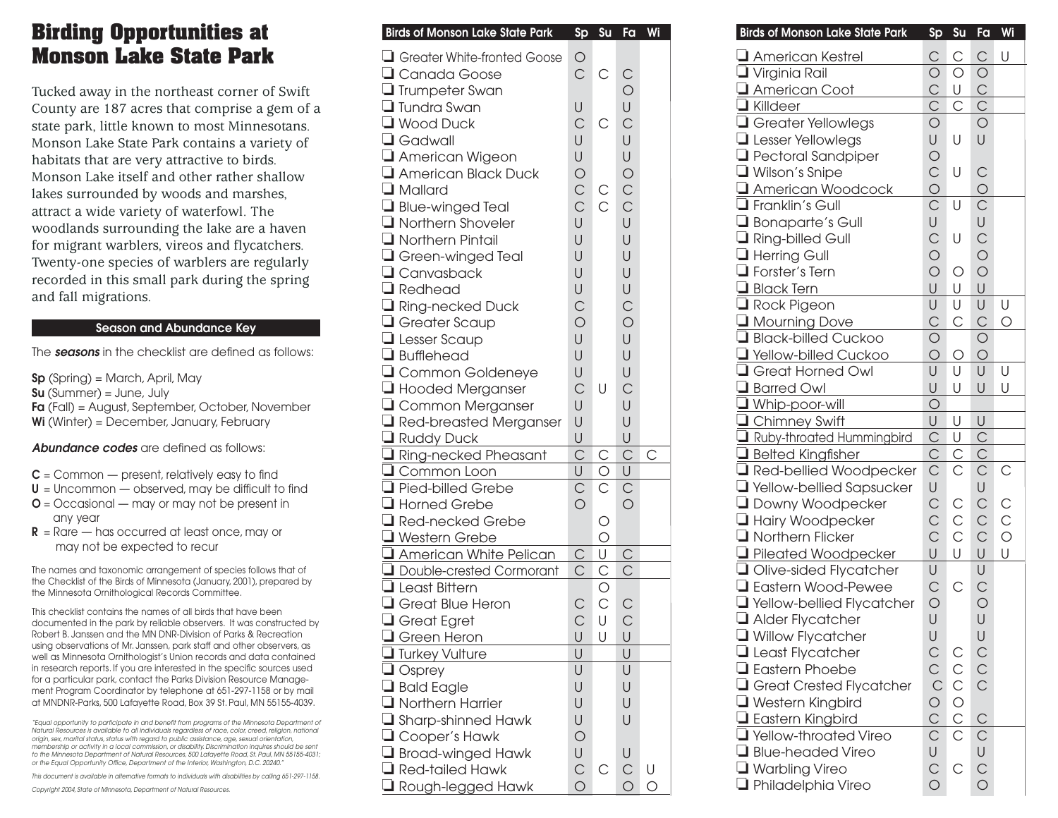# Birding Opportunities at Monson Lake State Park

Tucked away in the northeast corner of Swift County are 187 acres that comprise a gem of a state park, little known to most Minnesotans. Monson Lake State Park contains a variety of habitats that are very attractive to birds. Monson Lake itself and other rather shallow lakes surrounded by woods and marshes, attract a wide variety of waterfowl. The woodlands surrounding the lake are a haven for migrant warblers, vireos and flycatchers. Twenty-one species of warblers are regularly recorded in this small park during the spring and fall migrations.

## Season and Abundance Key

The ***seasons*** in the checklist are defined as follows:

**Sp** (Spring) = March, April, May
**Su** (Summer) = June, July
**Fa** (Fall) = August, September, October, November
**Wi** (Winter) = December, January, February

***Abundance codes*** are defined as follows:

**C** = Common — present, relatively easy to find
**U** = Uncommon — observed, may be difficult to find
**O** = Occasional — may or may not be present in any year
**R** = Rare — has occurred at least once, may or may not be expected to recur

The names and taxonomic arrangement of species follows that of the Checklist of the Birds of Minnesota (January, 2001), prepared by the Minnesota Ornithological Records Committee.

This checklist contains the names of all birds that have been documented in the park by reliable observers. It was constructed by Robert B. Janssen and the MN DNR-Division of Parks & Recreation using observations of Mr. Janssen, park staff and other observers, as well as Minnesota Ornithologist's Union records and data contained in research reports. If you are interested in the specific sources used for a particular park, contact the Parks Division Resource Management Program Coordinator by telephone at 651-297-1158 or by mail at MNDNR-Parks, 500 Lafayette Road, Box 39 St. Paul, MN 55155-4039.

*"Equal opportunity to participate in and benefit from programs of the Minnesota Department of Natural Resources is available to all individuals regardless of race, color, creed, religion, national origin, sex, marital status, status with regard to public assistance, age, sexual orientation, membership or activity in a local commission, or disability. Discrimination inquires should be sent to the Minnesota Department of Natural Resources, 500 Lafayette Road, St. Paul, MN 55155-4031; or the Equal Opportunity Office, Department of the Interior, Washington, D.C. 20240."*

*This document is available in alternative formats to individuals with disabilities by calling 651-297-1158.*

*Copyright 2004, State of Minnesota, Department of Natural Resources.*

| Birds of Monson Lake State Park | Sp | Su | Fa | Wi |
|---|---|---|---|---|
| ❑ Greater White-fronted Goose | O | | | |
| ❑ Canada Goose | C | C | C | |
| ❑ Trumpeter Swan | | | O | |
| ❑ Tundra Swan | U | | U | |
| ❑ Wood Duck | C | C | C | |
| ❑ Gadwall | U | | U | |
| ❑ American Wigeon | U | | U | |
| ❑ American Black Duck | O | | O | |
| ❑ Mallard | C | C | C | |
| ❑ Blue-winged Teal | C | C | C | |
| ❑ Northern Shoveler | U | | U | |
| ❑ Northern Pintail | U | | U | |
| ❑ Green-winged Teal | U | | U | |
| ❑ Canvasback | U | | U | |
| ❑ Redhead | U | | U | |
| ❑ Ring-necked Duck | C | | C | |
| ❑ Greater Scaup | O | | O | |
| ❑ Lesser Scaup | U | | U | |
| ❑ Bufflehead | U | | U | |
| ❑ Common Goldeneye | U | | U | |
| ❑ Hooded Merganser | C | U | C | |
| ❑ Common Merganser | U | | U | |
| ❑ Red-breasted Merganser | U | | U | |
| ❑ Ruddy Duck | U | | U | |
| ❑ Ring-necked Pheasant | C | C | C | C |
| ❑ Common Loon | U | O | U | |
| ❑ Pied-billed Grebe | C | C | C | |
| ❑ Horned Grebe | O | | O | |
| ❑ Red-necked Grebe | | O | | |
| ❑ Western Grebe | | O | | |
| ❑ American White Pelican | C | U | C | |
| ❑ Double-crested Cormorant | C | C | C | |
| ❑ Least Bittern | | O | | |
| ❑ Great Blue Heron | C | C | C | |
| ❑ Great Egret | C | U | C | |
| ❑ Green Heron | U | U | U | |
| ❑ Turkey Vulture | U | | U | |
| ❑ Osprey | U | | U | |
| ❑ Bald Eagle | U | | U | |
| ❑ Northern Harrier | U | | U | |
| ❑ Sharp-shinned Hawk | U | | U | |
| ❑ Cooper's Hawk | O | | | |
| ❑ Broad-winged Hawk | U | | U | |
| ❑ Red-tailed Hawk | C | C | C | U |
| ❑ Rough-legged Hawk | O | | O | O |
| ❑ American Kestrel | C | C | C | U |
| ❑ Virginia Rail | O | O | O | |
| ❑ American Coot | C | U | C | |
| ❑ Killdeer | C | C | C | |
| ❑ Greater Yellowlegs | O | | O | |
| ❑ Lesser Yellowlegs | U | U | U | |
| ❑ Pectoral Sandpiper | O | | | |
| ❑ Wilson's Snipe | C | U | C | |
| ❑ American Woodcock | O | | O | |
| ❑ Franklin's Gull | C | U | C | |
| ❑ Bonaparte's Gull | U | | U | |
| ❑ Ring-billed Gull | C | U | C | |
| ❑ Herring Gull | O | | O | |
| ❑ Forster's Tern | O | O | O | |
| ❑ Black Tern | U | U | U | |
| ❑ Rock Pigeon | U | U | U | U |
| ❑ Mourning Dove | C | C | C | O |
| ❑ Black-billed Cuckoo | O | | O | |
| ❑ Yellow-billed Cuckoo | O | O | O | |
| ❑ Great Horned Owl | U | U | U | U |
| ❑ Barred Owl | U | U | U | U |
| ❑ Whip-poor-will | O | | | |
| ❑ Chimney Swift | U | U | U | |
| ❑ Ruby-throated Hummingbird | C | U | C | |
| ❑ Belted Kingfisher | C | C | C | |
| ❑ Red-bellied Woodpecker | C | C | C | C |
| ❑ Yellow-bellied Sapsucker | U | | U | |
| ❑ Downy Woodpecker | C | C | C | C |
| ❑ Hairy Woodpecker | C | C | C | C |
| ❑ Northern Flicker | C | C | C | O |
| ❑ Pileated Woodpecker | U | U | U | U |
| ❑ Olive-sided Flycatcher | U | | U | |
| ❑ Eastern Wood-Pewee | C | C | C | |
| ❑ Yellow-bellied Flycatcher | O | | O | |
| ❑ Alder Flycatcher | U | | U | |
| ❑ Willow Flycatcher | U | | U | |
| ❑ Least Flycatcher | C | C | C | |
| ❑ Eastern Phoebe | C | C | C | |
| ❑ Great Crested Flycatcher | C | C | C | |
| ❑ Western Kingbird | O | O | | |
| ❑ Eastern Kingbird | C | C | C | |
| ❑ Yellow-throated Vireo | C | C | C | |
| ❑ Blue-headed Vireo | U | | U | |
| ❑ Warbling Vireo | C | C | C | |
| ❑ Philadelphia Vireo | O | | O | |